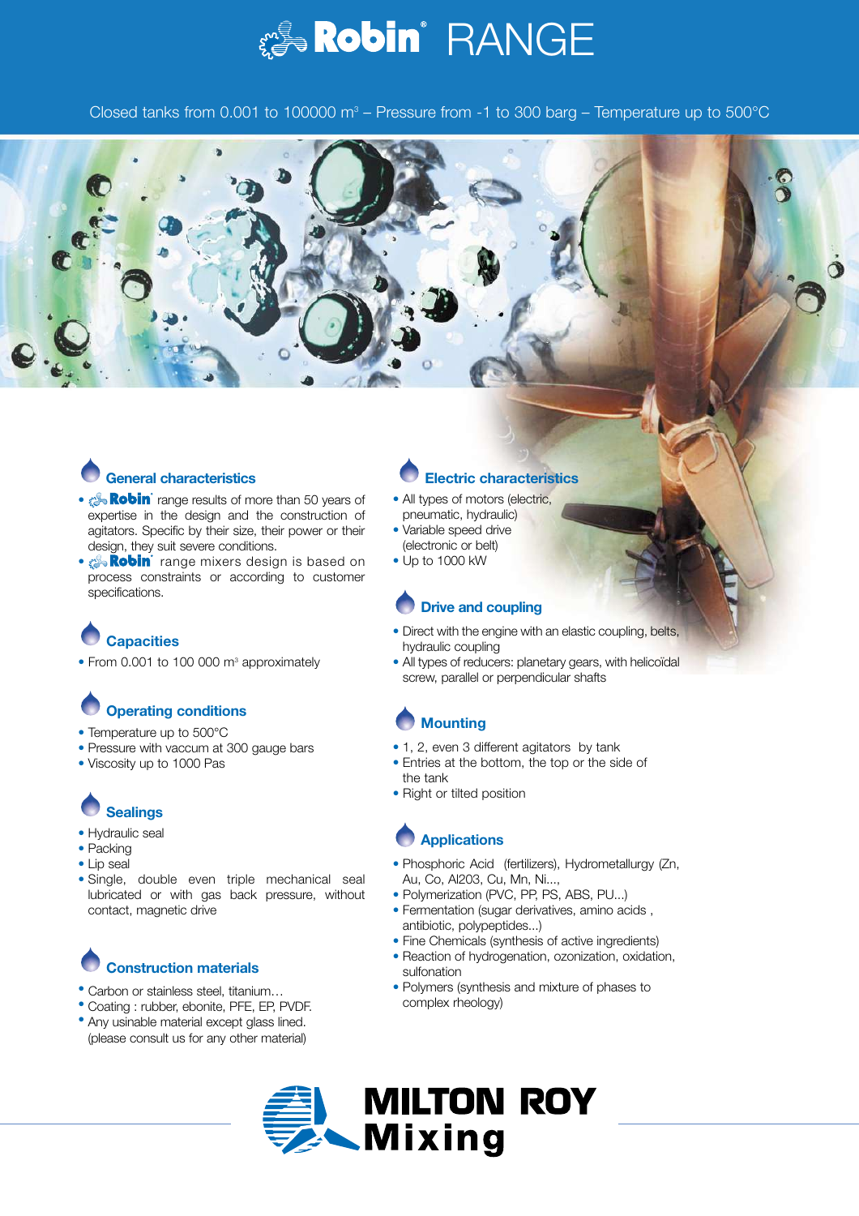# Robin® RANGE

Closed tanks from 0.001 to 100000 $m^3$ – Pressure from -1 to 300 barg – Temperature up to 500°C

## General characteristics

- Robin® range results of more than 50 years of expertise in the design and the construction of agitators. Specific by their size, their power or their design, they suit severe conditions.
- Robin® range mixers design is based on process constraints or according to customer specifications.

## Capacities

- From 0.001 to 100 000 $m^3$ approximately

## Operating conditions

- Temperature up to 500°C
- Pressure with vaccum at 300 gauge bars
- Viscosity up to 1000 Pas

## Sealings

- Hydraulic seal
- Packing
- Lip seal
- Single, double even triple mechanical seal lubricated or with gas back pressure, without contact, magnetic drive

## Construction materials

- Carbon or stainless steel, titanium…
- Coating : rubber, ebonite, PFE, EP, PVDF.
- Any usinable material except glass lined. (please consult us for any other material)

## Electric characteristics

- All types of motors (electric, pneumatic, hydraulic)
- Variable speed drive (electronic or belt)
- Up to 1000 kW

## Drive and coupling

- Direct with the engine with an elastic coupling, belts, hydraulic coupling
- All types of reducers: planetary gears, with helicoïdal screw, parallel or perpendicular shafts

## Mounting

- 1, 2, even 3 different agitators by tank
- Entries at the bottom, the top or the side of the tank
- Right or tilted position

## Applications

- Phosphoric Acid (fertilizers), Hydrometallurgy (Zn, Au, Co, Al203, Cu, Mn, Ni...,
- Polymerization (PVC, PP, PS, ABS, PU...)
- Fermentation (sugar derivatives, amino acids , antibiotic, polypeptides...)
- Fine Chemicals (synthesis of active ingredients)
- Reaction of hydrogenation, ozonization, oxidation, sulfonation
- Polymers (synthesis and mixture of phases to complex rheology)

MILTON ROY Mixing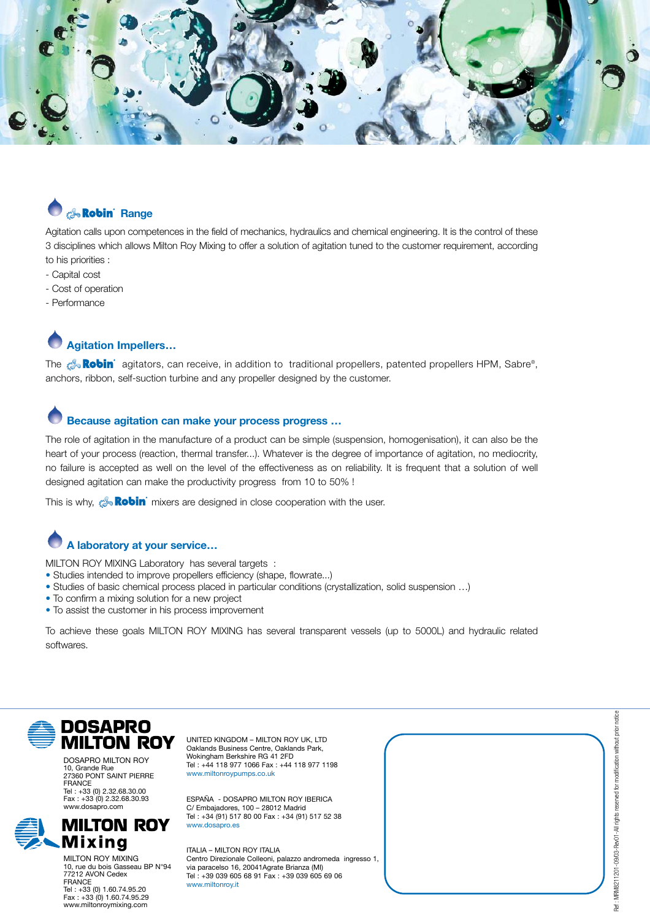## Robin® Range

Agitation calls upon competences in the field of mechanics, hydraulics and chemical engineering. It is the control of these 3 disciplines which allows Milton Roy Mixing to offer a solution of agitation tuned to the customer requirement, according to his priorities :

- Capital cost
- Cost of operation
- Performance

## Agitation Impellers…

The Robin® agitators, can receive, in addition to traditional propellers, patented propellers HPM, Sabre®, anchors, ribbon, self-suction turbine and any propeller designed by the customer.

## Because agitation can make your process progress …

The role of agitation in the manufacture of a product can be simple (suspension, homogenisation), it can also be the heart of your process (reaction, thermal transfer...). Whatever is the degree of importance of agitation, no mediocrity, no failure is accepted as well on the level of the effectiveness as on reliability. It is frequent that a solution of well designed agitation can make the productivity progress from 10 to 50% !

This is why, Robin® mixers are designed in close cooperation with the user.

## A laboratory at your service…

MILTON ROY MIXING Laboratory has several targets :

- Studies intended to improve propellers efficiency (shape, flowrate...)
- Studies of basic chemical process placed in particular conditions (crystallization, solid suspension …)
- To confirm a mixing solution for a new project
- To assist the customer in his process improvement

To achieve these goals MILTON ROY MIXING has several transparent vessels (up to 5000L) and hydraulic related softwares.

**DOSAPRO MILTON ROY**

DOSAPRO MILTON ROY
10, Grande Rue
27360 PONT SAINT PIERRE
FRANCE
Tel : +33 (0) 2.32.68.30.00
Fax : +33 (0) 2.32.68.30.93
www.dosapro.com

**MILTON ROY Mixing**

MILTON ROY MIXING
10, rue du bois Gasseau BP N°94
77212 AVON Cedex
FRANCE
Tel : +33 (0) 1.60.74.95.20
Fax : +33 (0) 1.60.74.95.29
www.miltonroymixing.com

UNITED KINGDOM – MILTON ROY UK, LTD
Oaklands Business Centre, Oaklands Park,
Wokingham Berkshire RG 41 2FD
Tel : +44 118 977 1066 Fax : +44 118 977 1198
www.miltonroypumps.co.uk

ESPAÑA - DOSAPRO MILTON ROY IBERICA
C/ Embajadores, 100 – 28012 Madrid
Tel : +34 (91) 517 80 00 Fax : +34 (91) 517 52 38
www.dosapro.es

ITALIA – MILTON ROY ITALIA
Centro Direzionale Colleoni, palazzo andromeda ingresso 1,
via paracelso 16, 20041Agrate Brianza (MI)
Tel : +39 039 605 68 91 Fax : +39 039 605 69 06
www.miltonroy.it

Ref : MRM8211201-09/03-Rev01-All rights reserved for modification without prior notice